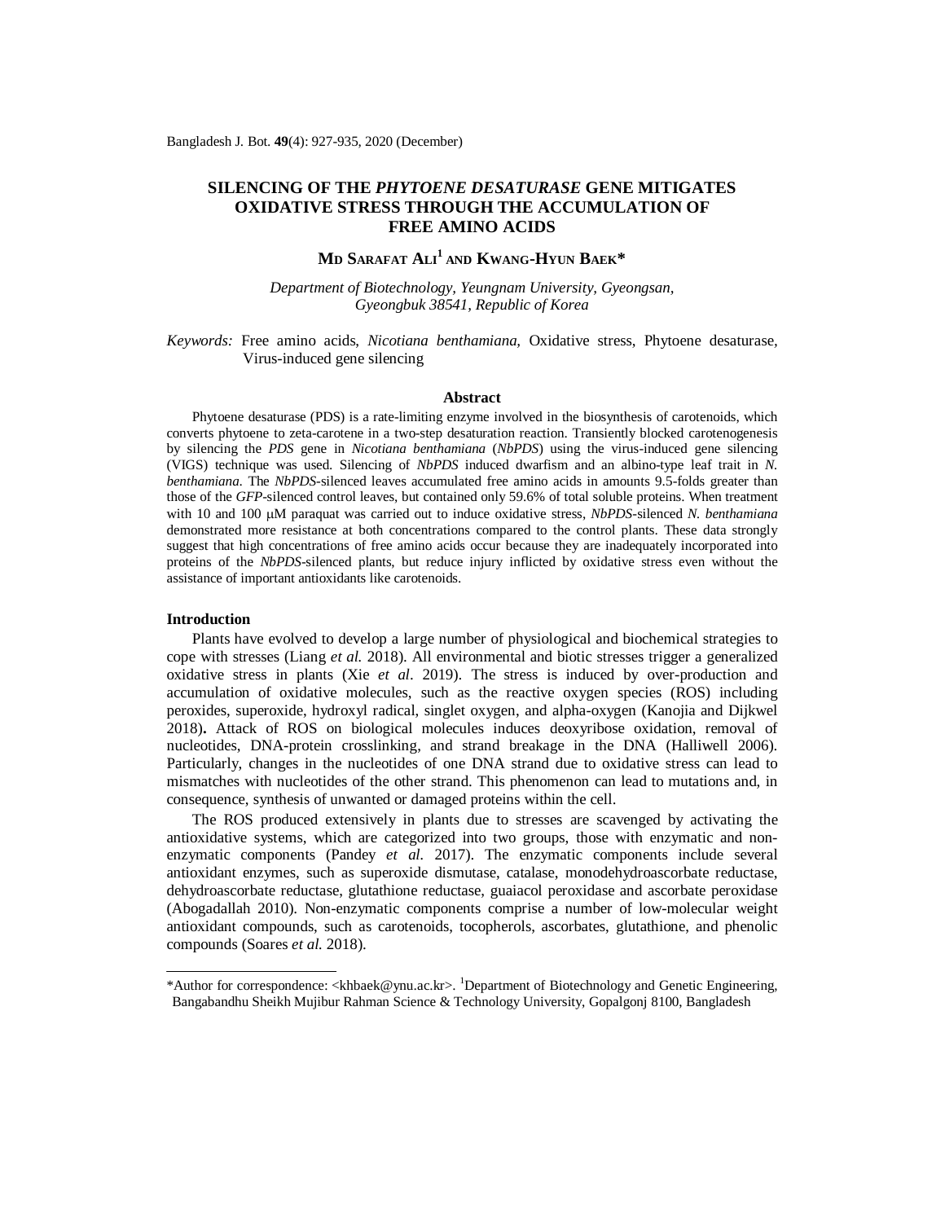# SILENCING OF THE *PHYTOENE DESATURASE* GENE MITIGATES OXIDATIVE STRESS THROUGH THE ACCUMULATION OF FREE AMINO ACIDS

**MD SARAFAT ALI[1] AND KWANG-HYUN BAEK\***

*Department of Biotechnology, Yeungnam University, Gyeongsan, Gyeongbuk 38541, Republic of Korea*

*Keywords:* Free amino acids, *Nicotiana benthamiana,* Oxidative stress, Phytoene desaturase, Virus-induced gene silencing

## Abstract

Phytoene desaturase (PDS) is a rate-limiting enzyme involved in the biosynthesis of carotenoids, which converts phytoene to zeta-carotene in a two-step desaturation reaction. Transiently blocked carotenogenesis by silencing the *PDS* gene in *Nicotiana benthamiana* (*NbPDS*) using the virus-induced gene silencing (VIGS) technique was used. Silencing of *NbPDS* induced dwarfism and an albino-type leaf trait in *N. benthamiana.* The *NbPDS*-silenced leaves accumulated free amino acids in amounts 9.5-folds greater than those of the *GFP*-silenced control leaves, but contained only 59.6% of total soluble proteins. When treatment with 10 and 100 μM paraquat was carried out to induce oxidative stress, *NbPDS*-silenced *N. benthamiana* demonstrated more resistance at both concentrations compared to the control plants. These data strongly suggest that high concentrations of free amino acids occur because they are inadequately incorporated into proteins of the *NbPDS*-silenced plants, but reduce injury inflicted by oxidative stress even without the assistance of important antioxidants like carotenoids.

## Introduction

Plants have evolved to develop a large number of physiological and biochemical strategies to cope with stresses (Liang *et al.* 2018). All environmental and biotic stresses trigger a generalized oxidative stress in plants (Xie *et al*. 2019). The stress is induced by over-production and accumulation of oxidative molecules, such as the reactive oxygen species (ROS) including peroxides, superoxide, hydroxyl radical, singlet oxygen, and alpha-oxygen (Kanojia and Dijkwel 2018)**.** Attack of ROS on biological molecules induces deoxyribose oxidation, removal of nucleotides, DNA-protein crosslinking, and strand breakage in the DNA (Halliwell 2006). Particularly, changes in the nucleotides of one DNA strand due to oxidative stress can lead to mismatches with nucleotides of the other strand. This phenomenon can lead to mutations and, in consequence, synthesis of unwanted or damaged proteins within the cell.

The ROS produced extensively in plants due to stresses are scavenged by activating the antioxidative systems, which are categorized into two groups, those with enzymatic and non-enzymatic components (Pandey *et al.* 2017). The enzymatic components include several antioxidant enzymes, such as superoxide dismutase, catalase, monodehydroascorbate reductase, dehydroascorbate reductase, glutathione reductase, guaiacol peroxidase and ascorbate peroxidase (Abogadallah 2010). Non-enzymatic components comprise a number of low-molecular weight antioxidant compounds, such as carotenoids, tocopherols, ascorbates, glutathione, and phenolic compounds (Soares *et al.* 2018).

---

\*Author for correspondence: <khbaek@ynu.ac.kr>. [1]Department of Biotechnology and Genetic Engineering, Bangabandhu Sheikh Mujibur Rahman Science & Technology University, Gopalgonj 8100, Bangladesh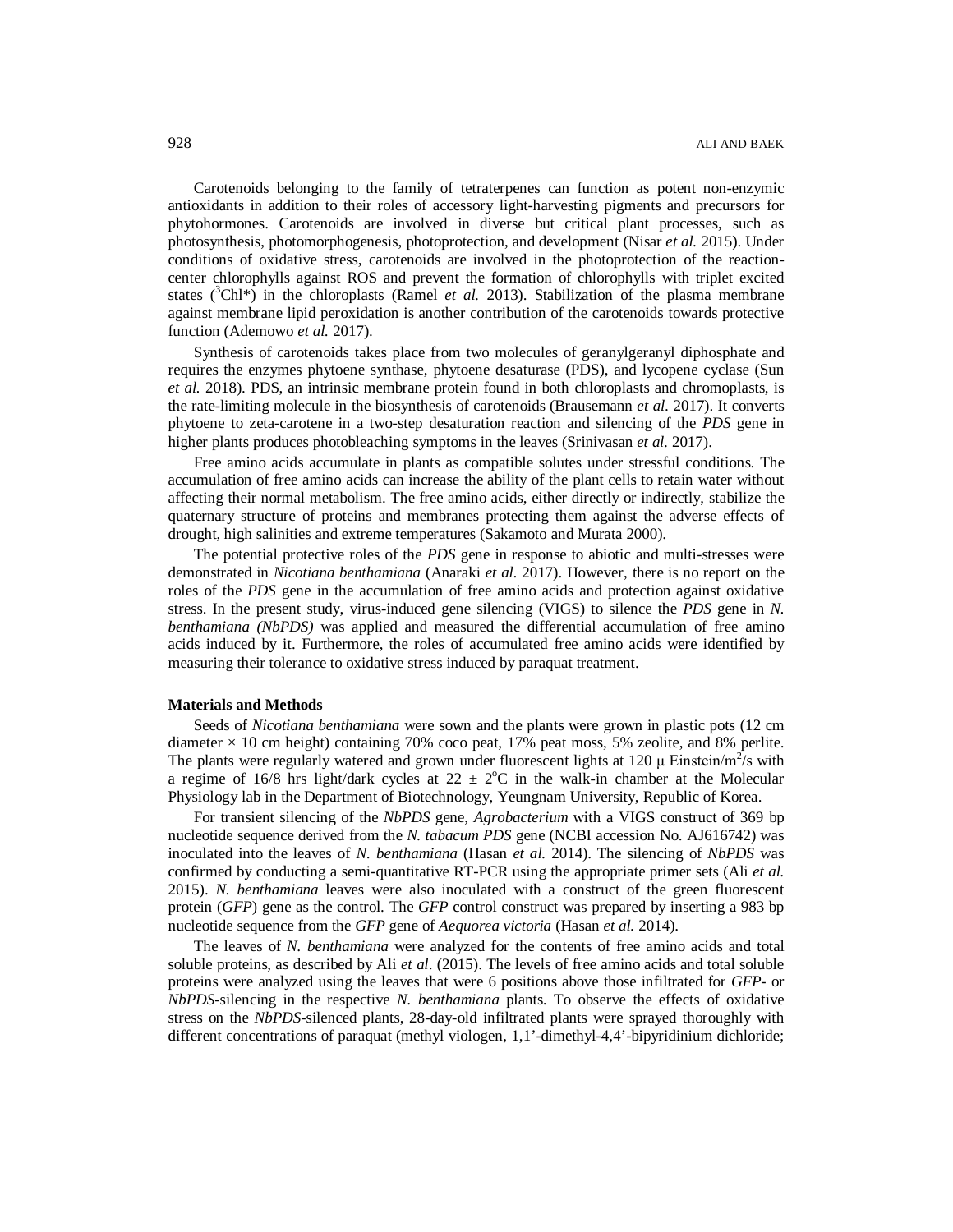Carotenoids belonging to the family of tetraterpenes can function as potent non-enzymic antioxidants in addition to their roles of accessory light-harvesting pigments and precursors for phytohormones. Carotenoids are involved in diverse but critical plant processes, such as photosynthesis, photomorphogenesis, photoprotection, and development (Nisar *et al.* 2015). Under conditions of oxidative stress, carotenoids are involved in the photoprotection of the reaction-center chlorophylls against ROS and prevent the formation of chlorophylls with triplet excited states ($^3$Chl*) in the chloroplasts (Ramel *et al.* 2013). Stabilization of the plasma membrane against membrane lipid peroxidation is another contribution of the carotenoids towards protective function (Ademowo *et al.* 2017).

Synthesis of carotenoids takes place from two molecules of geranylgeranyl diphosphate and requires the enzymes phytoene synthase, phytoene desaturase (PDS), and lycopene cyclase (Sun *et al.* 2018). PDS, an intrinsic membrane protein found in both chloroplasts and chromoplasts, is the rate-limiting molecule in the biosynthesis of carotenoids (Brausemann *et al.* 2017). It converts phytoene to zeta-carotene in a two-step desaturation reaction and silencing of the *PDS* gene in higher plants produces photobleaching symptoms in the leaves (Srinivasan *et al.* 2017).

Free amino acids accumulate in plants as compatible solutes under stressful conditions. The accumulation of free amino acids can increase the ability of the plant cells to retain water without affecting their normal metabolism. The free amino acids, either directly or indirectly, stabilize the quaternary structure of proteins and membranes protecting them against the adverse effects of drought, high salinities and extreme temperatures (Sakamoto and Murata 2000).

The potential protective roles of the *PDS* gene in response to abiotic and multi-stresses were demonstrated in *Nicotiana benthamiana* (Anaraki *et al.* 2017). However, there is no report on the roles of the *PDS* gene in the accumulation of free amino acids and protection against oxidative stress. In the present study, virus-induced gene silencing (VIGS) to silence the *PDS* gene in *N. benthamiana (NbPDS)* was applied and measured the differential accumulation of free amino acids induced by it. Furthermore, the roles of accumulated free amino acids were identified by measuring their tolerance to oxidative stress induced by paraquat treatment.

## Materials and Methods

Seeds of *Nicotiana benthamiana* were sown and the plants were grown in plastic pots (12 cm diameter × 10 cm height) containing 70% coco peat, 17% peat moss, 5% zeolite, and 8% perlite. The plants were regularly watered and grown under fluorescent lights at 120 μ Einstein/m$^2$/s with a regime of 16/8 hrs light/dark cycles at 22 ± 2$^{o}$C in the walk-in chamber at the Molecular Physiology lab in the Department of Biotechnology, Yeungnam University, Republic of Korea.

For transient silencing of the *NbPDS* gene, *Agrobacterium* with a VIGS construct of 369 bp nucleotide sequence derived from the *N. tabacum PDS* gene (NCBI accession No. AJ616742) was inoculated into the leaves of *N. benthamiana* (Hasan *et al.* 2014). The silencing of *NbPDS* was confirmed by conducting a semi-quantitative RT-PCR using the appropriate primer sets (Ali *et al.* 2015). *N. benthamiana* leaves were also inoculated with a construct of the green fluorescent protein (*GFP*) gene as the control. The *GFP* control construct was prepared by inserting a 983 bp nucleotide sequence from the *GFP* gene of *Aequorea victoria* (Hasan *et al.* 2014).

The leaves of *N. benthamiana* were analyzed for the contents of free amino acids and total soluble proteins, as described by Ali *et al*. (2015). The levels of free amino acids and total soluble proteins were analyzed using the leaves that were 6 positions above those infiltrated for *GFP*- or *NbPDS*-silencing in the respective *N. benthamiana* plants. To observe the effects of oxidative stress on the *NbPDS*-silenced plants, 28-day-old infiltrated plants were sprayed thoroughly with different concentrations of paraquat (methyl viologen, 1,1'-dimethyl-4,4'-bipyridinium dichloride;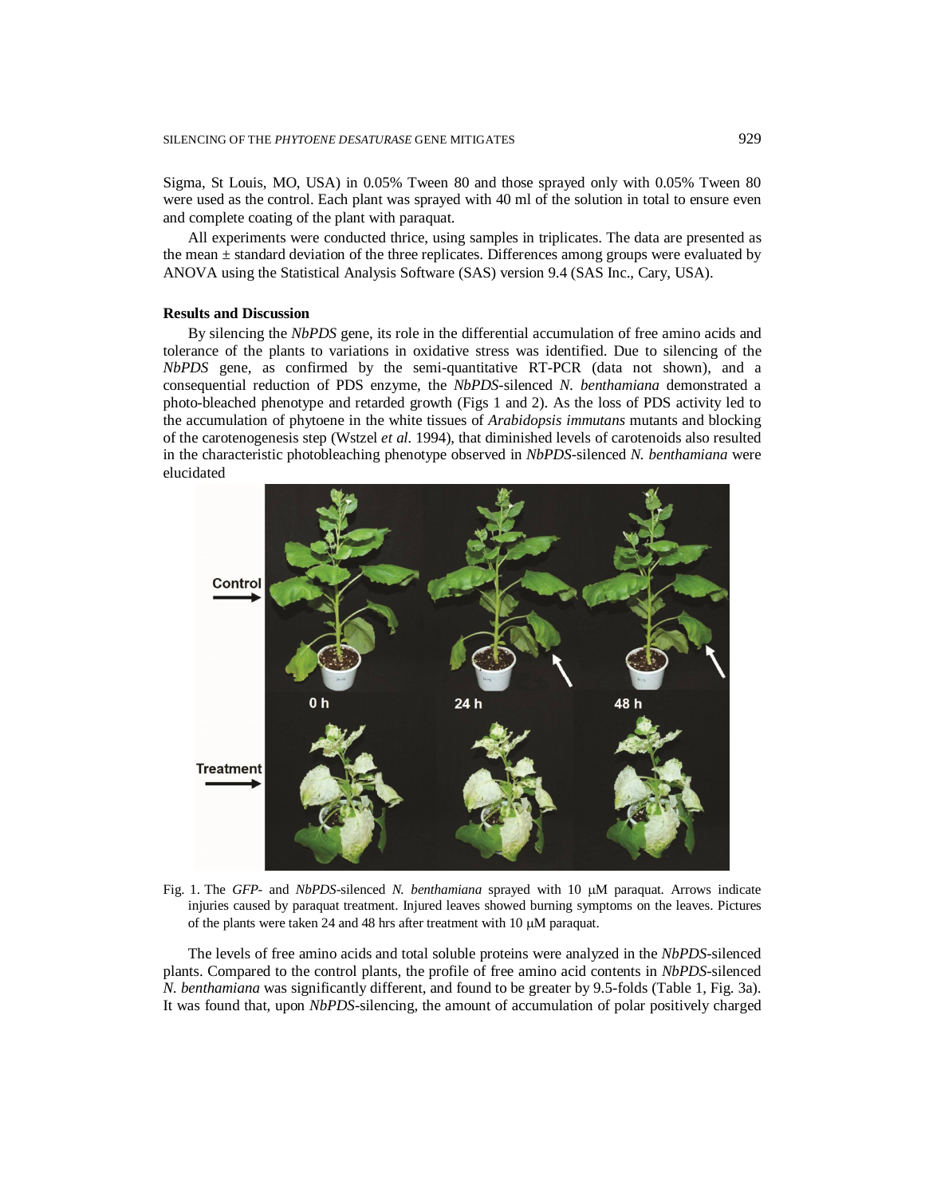Sigma, St Louis, MO, USA) in 0.05% Tween 80 and those sprayed only with 0.05% Tween 80 were used as the control. Each plant was sprayed with 40 ml of the solution in total to ensure even and complete coating of the plant with paraquat.

All experiments were conducted thrice, using samples in triplicates. The data are presented as the mean ± standard deviation of the three replicates. Differences among groups were evaluated by ANOVA using the Statistical Analysis Software (SAS) version 9.4 (SAS Inc., Cary, USA).

**Results and Discussion**

By silencing the *NbPDS* gene, its role in the differential accumulation of free amino acids and tolerance of the plants to variations in oxidative stress was identified. Due to silencing of the *NbPDS* gene, as confirmed by the semi-quantitative RT-PCR (data not shown), and a consequential reduction of PDS enzyme, the *NbPDS*-silenced *N. benthamiana* demonstrated a photo-bleached phenotype and retarded growth (Figs 1 and 2). As the loss of PDS activity led to the accumulation of phytoene in the white tissues of *Arabidopsis immutans* mutants and blocking of the carotenogenesis step (Wstzel *et al.* 1994), that diminished levels of carotenoids also resulted in the characteristic photobleaching phenotype observed in *NbPDS*-silenced *N. benthamiana* were elucidated

Fig. 1. The *GFP*- and *NbPDS*-silenced *N. benthamiana* sprayed with 10 μM paraquat. Arrows indicate injuries caused by paraquat treatment. Injured leaves showed burning symptoms on the leaves. Pictures of the plants were taken 24 and 48 hrs after treatment with 10 μM paraquat.

The levels of free amino acids and total soluble proteins were analyzed in the *NbPDS*-silenced plants. Compared to the control plants, the profile of free amino acid contents in *NbPDS*-silenced *N. benthamiana* was significantly different, and found to be greater by 9.5-folds (Table 1, Fig. 3a). It was found that, upon *NbPDS*-silencing, the amount of accumulation of polar positively charged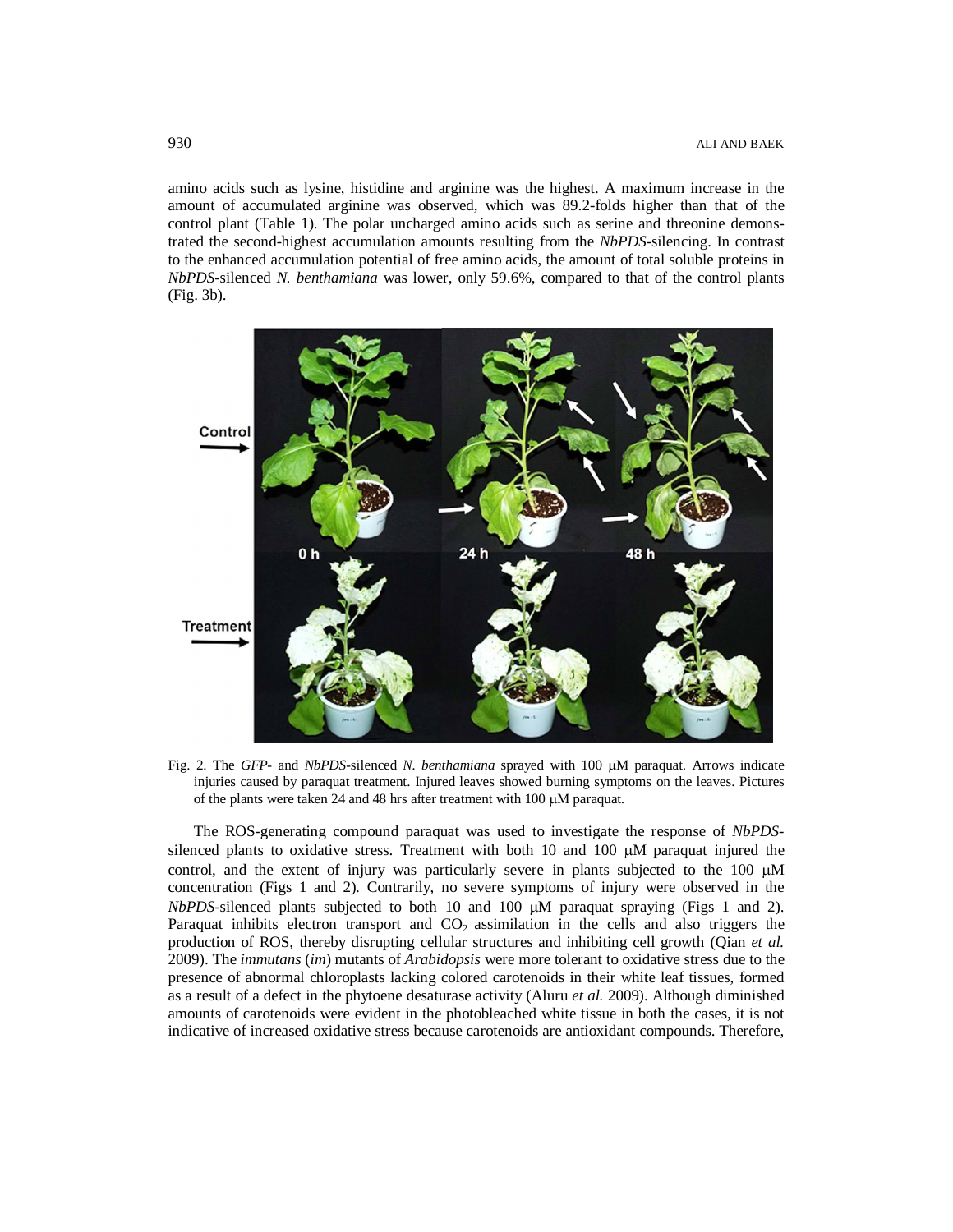amino acids such as lysine, histidine and arginine was the highest. A maximum increase in the amount of accumulated arginine was observed, which was 89.2-folds higher than that of the control plant (Table 1). The polar uncharged amino acids such as serine and threonine demonstrated the second-highest accumulation amounts resulting from the *NbPDS*-silencing. In contrast to the enhanced accumulation potential of free amino acids, the amount of total soluble proteins in *NbPDS*-silenced *N. benthamiana* was lower, only 59.6%, compared to that of the control plants (Fig. 3b).

Fig. 2. The *GFP*- and *NbPDS*-silenced *N. benthamiana* sprayed with 100 μM paraquat. Arrows indicate injuries caused by paraquat treatment. Injured leaves showed burning symptoms on the leaves. Pictures of the plants were taken 24 and 48 hrs after treatment with 100 μM paraquat.

The ROS-generating compound paraquat was used to investigate the response of *NbPDS*-silenced plants to oxidative stress. Treatment with both 10 and 100 μM paraquat injured the control, and the extent of injury was particularly severe in plants subjected to the 100 μM concentration (Figs 1 and 2). Contrarily, no severe symptoms of injury were observed in the *NbPDS*-silenced plants subjected to both 10 and 100 μM paraquat spraying (Figs 1 and 2). Paraquat inhibits electron transport and $CO_2$ assimilation in the cells and also triggers the production of ROS, thereby disrupting cellular structures and inhibiting cell growth (Qian *et al.* 2009). The *immutans* (*im*) mutants of *Arabidopsis* were more tolerant to oxidative stress due to the presence of abnormal chloroplasts lacking colored carotenoids in their white leaf tissues, formed as a result of a defect in the phytoene desaturase activity (Aluru *et al.* 2009). Although diminished amounts of carotenoids were evident in the photobleached white tissue in both the cases, it is not indicative of increased oxidative stress because carotenoids are antioxidant compounds. Therefore,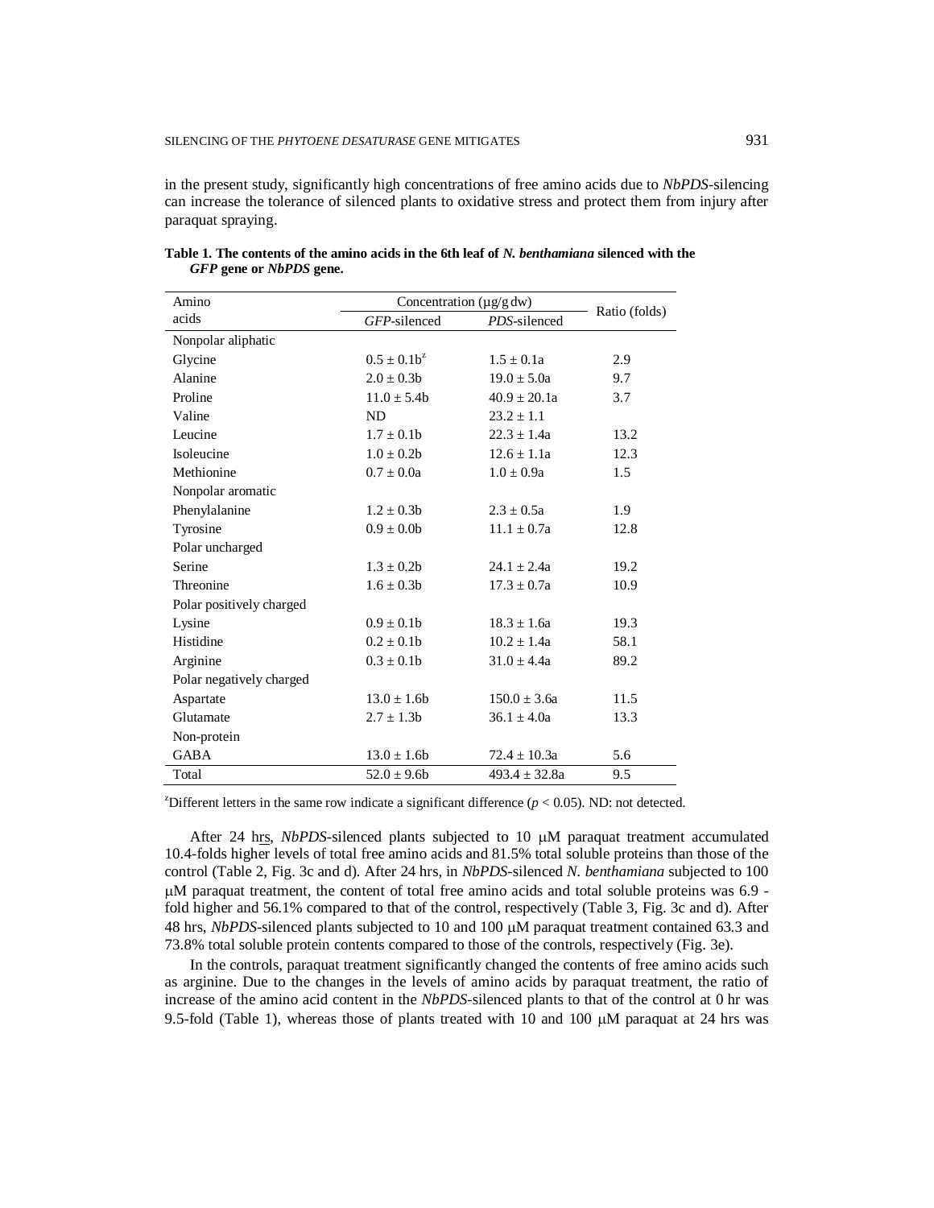in the present study, significantly high concentrations of free amino acids due to *NbPDS*-silencing can increase the tolerance of silenced plants to oxidative stress and protect them from injury after paraquat spraying.

**Table 1. The contents of the amino acids in the 6th leaf of *N. benthamiana* silenced with the *GFP* gene or *NbPDS* gene.**

| Amino acids | Concentration (μg/g dw) | | Ratio (folds) |
|---|---|---|---|
| | *GFP*-silenced | *PDS*-silenced | |
| Nonpolar aliphatic | | | |
| Glycine | 0.5 ± 0.1b[z] | 1.5 ± 0.1a | 2.9 |
| Alanine | 2.0 ± 0.3b | 19.0 ± 5.0a | 9.7 |
| Proline | 11.0 ± 5.4b | 40.9 ± 20.1a | 3.7 |
| Valine | ND | 23.2 ± 1.1 | |
| Leucine | 1.7 ± 0.1b | 22.3 ± 1.4a | 13.2 |
| Isoleucine | 1.0 ± 0.2b | 12.6 ± 1.1a | 12.3 |
| Methionine | 0.7 ± 0.0a | 1.0 ± 0.9a | 1.5 |
| Nonpolar aromatic | | | |
| Phenylalanine | 1.2 ± 0.3b | 2.3 ± 0.5a | 1.9 |
| Tyrosine | 0.9 ± 0.0b | 11.1 ± 0.7a | 12.8 |
| Polar uncharged | | | |
| Serine | 1.3 ± 0.2b | 24.1 ± 2.4a | 19.2 |
| Threonine | 1.6 ± 0.3b | 17.3 ± 0.7a | 10.9 |
| Polar positively charged | | | |
| Lysine | 0.9 ± 0.1b | 18.3 ± 1.6a | 19.3 |
| Histidine | 0.2 ± 0.1b | 10.2 ± 1.4a | 58.1 |
| Arginine | 0.3 ± 0.1b | 31.0 ± 4.4a | 89.2 |
| Polar negatively charged | | | |
| Aspartate | 13.0 ± 1.6b | 150.0 ± 3.6a | 11.5 |
| Glutamate | 2.7 ± 1.3b | 36.1 ± 4.0a | 13.3 |
| Non-protein | | | |
| GABA | 13.0 ± 1.6b | 72.4 ± 10.3a | 5.6 |
| Total | 52.0 ± 9.6b | 493.4 ± 32.8a | 9.5 |

[z]Different letters in the same row indicate a significant difference ($p < 0.05$). ND: not detected.

After 24 hrs, *NbPDS*-silenced plants subjected to 10 μM paraquat treatment accumulated 10.4-folds higher levels of total free amino acids and 81.5% total soluble proteins than those of the control (Table 2, Fig. 3c and d). After 24 hrs, in *NbPDS*-silenced *N. benthamiana* subjected to 100 μM paraquat treatment, the content of total free amino acids and total soluble proteins was 6.9 -fold higher and 56.1% compared to that of the control, respectively (Table 3, Fig. 3c and d). After 48 hrs, *NbPDS*-silenced plants subjected to 10 and 100 μM paraquat treatment contained 63.3 and 73.8% total soluble protein contents compared to those of the controls, respectively (Fig. 3e).

In the controls, paraquat treatment significantly changed the contents of free amino acids such as arginine. Due to the changes in the levels of amino acids by paraquat treatment, the ratio of increase of the amino acid content in the *NbPDS*-silenced plants to that of the control at 0 hr was 9.5-fold (Table 1), whereas those of plants treated with 10 and 100 μM paraquat at 24 hrs was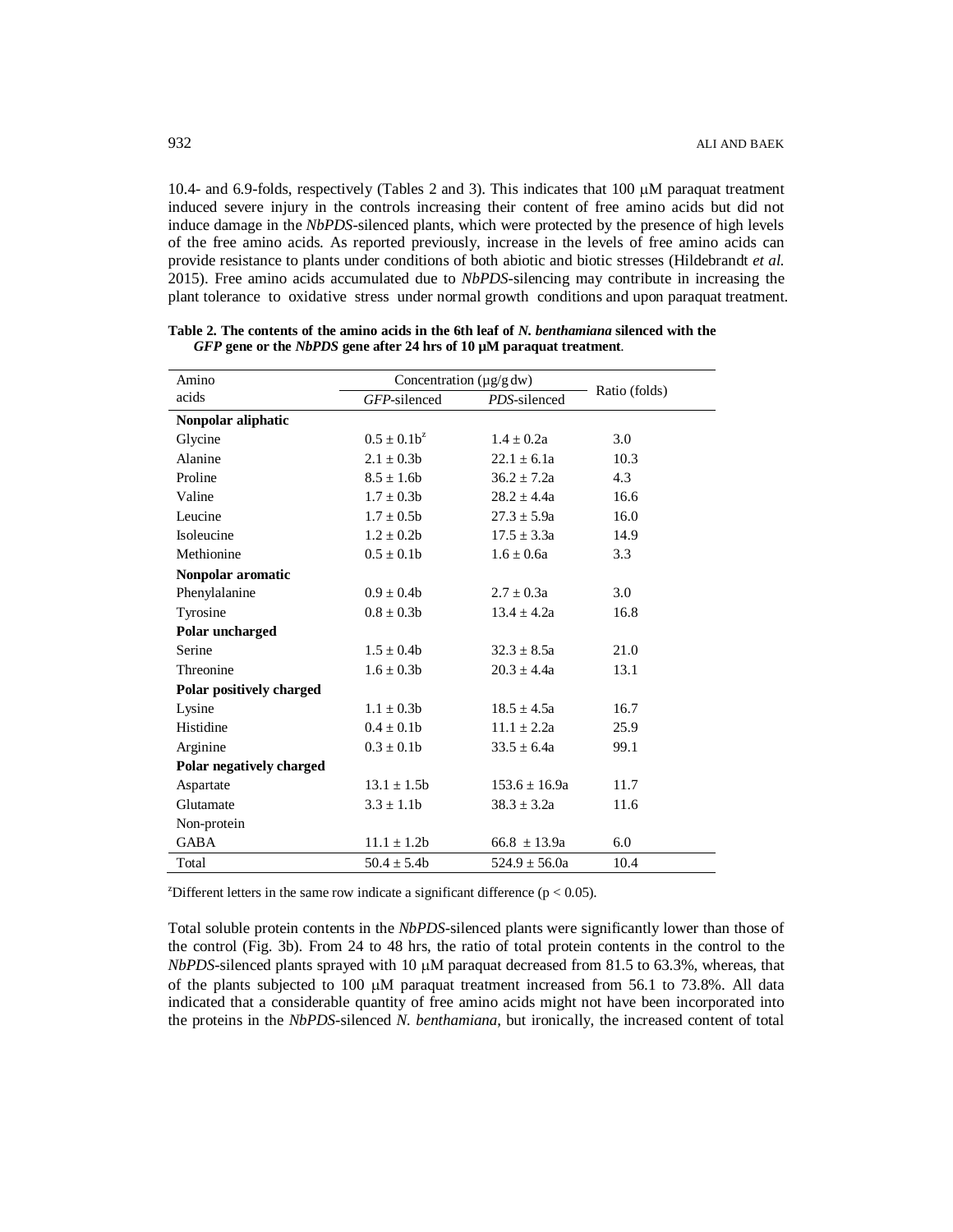10.4- and 6.9-folds, respectively (Tables 2 and 3). This indicates that 100 μM paraquat treatment induced severe injury in the controls increasing their content of free amino acids but did not induce damage in the *NbPDS*-silenced plants, which were protected by the presence of high levels of the free amino acids. As reported previously, increase in the levels of free amino acids can provide resistance to plants under conditions of both abiotic and biotic stresses (Hildebrandt *et al.* 2015). Free amino acids accumulated due to *NbPDS*-silencing may contribute in increasing the plant tolerance to oxidative stress under normal growth conditions and upon paraquat treatment.

**Table 2. The contents of the amino acids in the 6th leaf of *N. benthamiana* silenced with the *GFP* gene or the *NbPDS* gene after 24 hrs of 10 μM paraquat treatment**.

| Amino acids | Concentration (μg/g dw) | | Ratio (folds) |
|---|---|---|---|
| | *GFP*-silenced | *PDS*-silenced | |
| **Nonpolar aliphatic** | | | |
| Glycine | 0.5 ± 0.1b[z] | 1.4 ± 0.2a | 3.0 |
| Alanine | 2.1 ± 0.3b | 22.1 ± 6.1a | 10.3 |
| Proline | 8.5 ± 1.6b | 36.2 ± 7.2a | 4.3 |
| Valine | 1.7 ± 0.3b | 28.2 ± 4.4a | 16.6 |
| Leucine | 1.7 ± 0.5b | 27.3 ± 5.9a | 16.0 |
| Isoleucine | 1.2 ± 0.2b | 17.5 ± 3.3a | 14.9 |
| Methionine | 0.5 ± 0.1b | 1.6 ± 0.6a | 3.3 |
| **Nonpolar aromatic** | | | |
| Phenylalanine | 0.9 ± 0.4b | 2.7 ± 0.3a | 3.0 |
| Tyrosine | 0.8 ± 0.3b | 13.4 ± 4.2a | 16.8 |
| **Polar uncharged** | | | |
| Serine | 1.5 ± 0.4b | 32.3 ± 8.5a | 21.0 |
| Threonine | 1.6 ± 0.3b | 20.3 ± 4.4a | 13.1 |
| **Polar positively charged** | | | |
| Lysine | 1.1 ± 0.3b | 18.5 ± 4.5a | 16.7 |
| Histidine | 0.4 ± 0.1b | 11.1 ± 2.2a | 25.9 |
| Arginine | 0.3 ± 0.1b | 33.5 ± 6.4a | 99.1 |
| **Polar negatively charged** | | | |
| Aspartate | 13.1 ± 1.5b | 153.6 ± 16.9a | 11.7 |
| Glutamate | 3.3 ± 1.1b | 38.3 ± 3.2a | 11.6 |
| Non-protein | | | |
| GABA | 11.1 ± 1.2b | 66.8 ± 13.9a | 6.0 |
| Total | 50.4 ± 5.4b | 524.9 ± 56.0a | 10.4 |

[z]Different letters in the same row indicate a significant difference ($p < 0.05$).

Total soluble protein contents in the *NbPDS*-silenced plants were significantly lower than those of the control (Fig. 3b). From 24 to 48 hrs, the ratio of total protein contents in the control to the *NbPDS*-silenced plants sprayed with 10 μM paraquat decreased from 81.5 to 63.3%, whereas, that of the plants subjected to 100 μM paraquat treatment increased from 56.1 to 73.8%. All data indicated that a considerable quantity of free amino acids might not have been incorporated into the proteins in the *NbPDS*-silenced *N. benthamiana*, but ironically, the increased content of total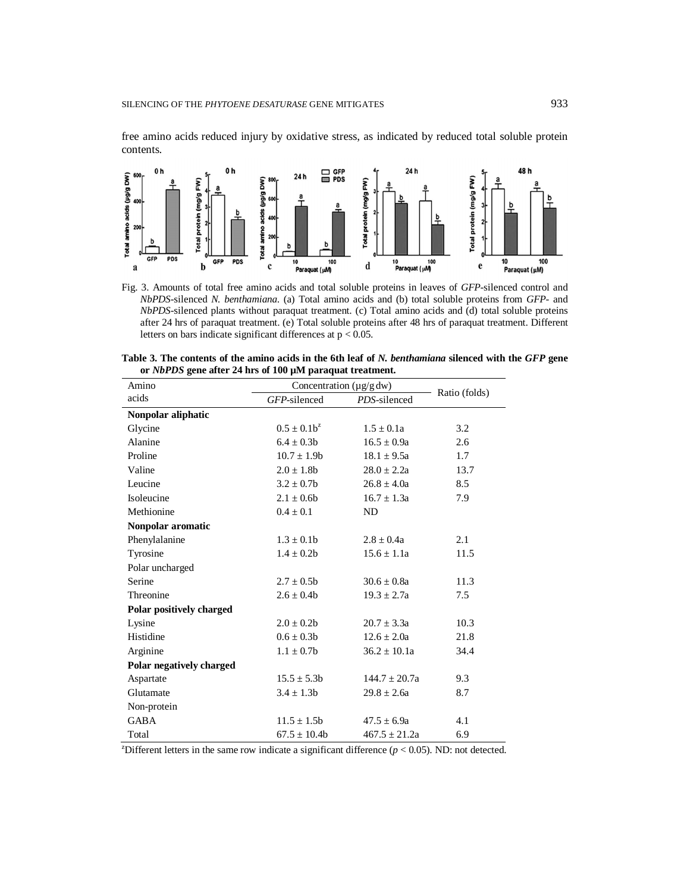free amino acids reduced injury by oxidative stress, as indicated by reduced total soluble protein contents.

Fig. 3. Amounts of total free amino acids and total soluble proteins in leaves of *GFP*-silenced control and *NbPDS*-silenced *N. benthamiana*. (a) Total amino acids and (b) total soluble proteins from *GFP*- and *NbPDS*-silenced plants without paraquat treatment. (c) Total amino acids and (d) total soluble proteins after 24 hrs of paraquat treatment. (e) Total soluble proteins after 48 hrs of paraquat treatment. Different letters on bars indicate significant differences at $p < 0.05$.

**Table 3. The contents of the amino acids in the 6th leaf of *N. benthamiana* silenced with the *GFP* gene or *NbPDS* gene after 24 hrs of 100 μM paraquat treatment.**

| Amino acids | Concentration (μg/g dw) | | Ratio (folds) |
|---|---|---|---|
| | *GFP*-silenced | *PDS*-silenced | |
| **Nonpolar aliphatic** | | | |
| Glycine | 0.5 ± 0.1b[z] | 1.5 ± 0.1a | 3.2 |
| Alanine | 6.4 ± 0.3b | 16.5 ± 0.9a | 2.6 |
| Proline | 10.7 ± 1.9b | 18.1 ± 9.5a | 1.7 |
| Valine | 2.0 ± 1.8b | 28.0 ± 2.2a | 13.7 |
| Leucine | 3.2 ± 0.7b | 26.8 ± 4.0a | 8.5 |
| Isoleucine | 2.1 ± 0.6b | 16.7 ± 1.3a | 7.9 |
| Methionine | 0.4 ± 0.1 | ND | |
| **Nonpolar aromatic** | | | |
| Phenylalanine | 1.3 ± 0.1b | 2.8 ± 0.4a | 2.1 |
| Tyrosine | 1.4 ± 0.2b | 15.6 ± 1.1a | 11.5 |
| Polar uncharged | | | |
| Serine | 2.7 ± 0.5b | 30.6 ± 0.8a | 11.3 |
| Threonine | 2.6 ± 0.4b | 19.3 ± 2.7a | 7.5 |
| **Polar positively charged** | | | |
| Lysine | 2.0 ± 0.2b | 20.7 ± 3.3a | 10.3 |
| Histidine | 0.6 ± 0.3b | 12.6 ± 2.0a | 21.8 |
| Arginine | 1.1 ± 0.7b | 36.2 ± 10.1a | 34.4 |
| **Polar negatively charged** | | | |
| Aspartate | 15.5 ± 5.3b | 144.7 ± 20.7a | 9.3 |
| Glutamate | 3.4 ± 1.3b | 29.8 ± 2.6a | 8.7 |
| Non-protein | | | |
| GABA | 11.5 ± 1.5b | 47.5 ± 6.9a | 4.1 |
| Total | 67.5 ± 10.4b | 467.5 ± 21.2a | 6.9 |

[z]Different letters in the same row indicate a significant difference ($p < 0.05$). ND: not detected.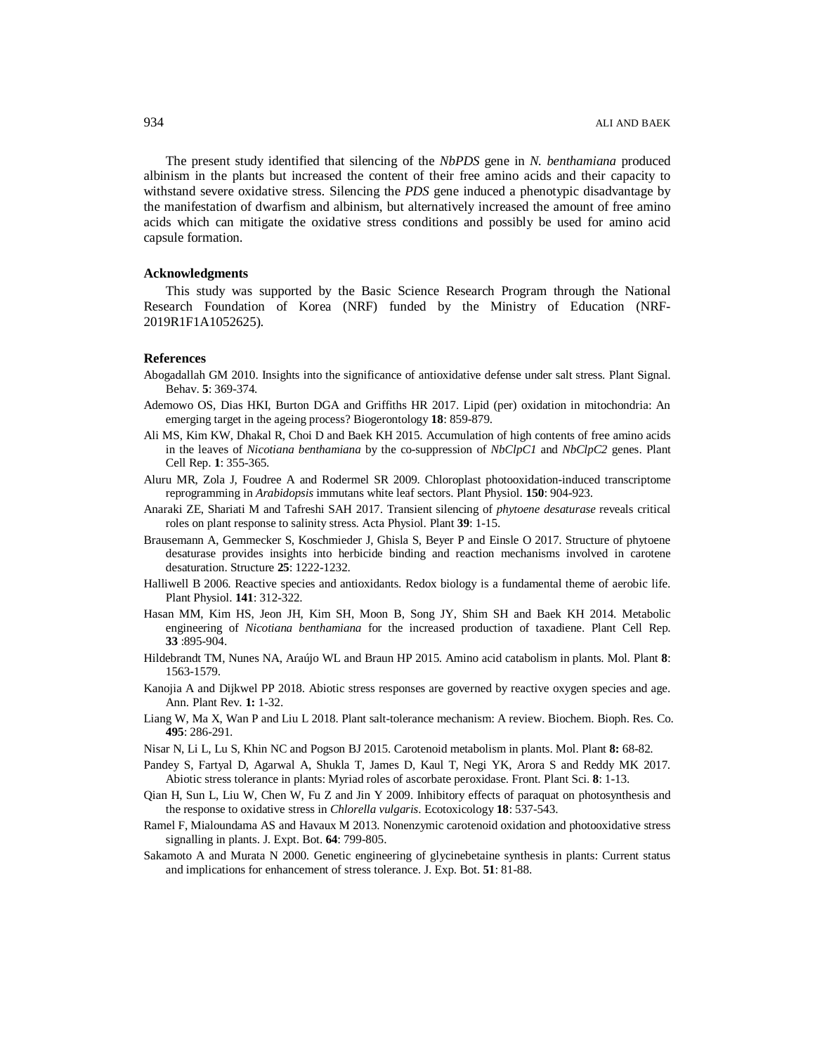The present study identified that silencing of the *NbPDS* gene in *N. benthamiana* produced albinism in the plants but increased the content of their free amino acids and their capacity to withstand severe oxidative stress. Silencing the *PDS* gene induced a phenotypic disadvantage by the manifestation of dwarfism and albinism, but alternatively increased the amount of free amino acids which can mitigate the oxidative stress conditions and possibly be used for amino acid capsule formation.

### Acknowledgments

This study was supported by the Basic Science Research Program through the National Research Foundation of Korea (NRF) funded by the Ministry of Education (NRF-2019R1F1A1052625).

### References

Abogadallah GM 2010. Insights into the significance of antioxidative defense under salt stress. Plant Signal. Behav. **5**: 369-374.

Ademowo OS, Dias HKI, Burton DGA and Griffiths HR 2017. Lipid (per) oxidation in mitochondria: An emerging target in the ageing process? Biogerontology **18**: 859-879.

Ali MS, Kim KW, Dhakal R, Choi D and Baek KH 2015. Accumulation of high contents of free amino acids in the leaves of *Nicotiana benthamiana* by the co-suppression of *NbClpC1* and *NbClpC2* genes. Plant Cell Rep. **1**: 355-365.

Aluru MR, Zola J, Foudree A and Rodermel SR 2009. Chloroplast photooxidation-induced transcriptome reprogramming in *Arabidopsis* immutans white leaf sectors. Plant Physiol. **150**: 904-923.

Anaraki ZE, Shariati M and Tafreshi SAH 2017. Transient silencing of *phytoene desaturase* reveals critical roles on plant response to salinity stress. Acta Physiol. Plant **39**: 1-15.

Brausemann A, Gemmecker S, Koschmieder J, Ghisla S, Beyer P and Einsle O 2017. Structure of phytoene desaturase provides insights into herbicide binding and reaction mechanisms involved in carotene desaturation. Structure **25**: 1222-1232.

Halliwell B 2006. Reactive species and antioxidants. Redox biology is a fundamental theme of aerobic life. Plant Physiol. **141**: 312-322.

Hasan MM, Kim HS, Jeon JH, Kim SH, Moon B, Song JY, Shim SH and Baek KH 2014. Metabolic engineering of *Nicotiana benthamiana* for the increased production of taxadiene. Plant Cell Rep. **33** :895-904.

Hildebrandt TM, Nunes NA, Araújo WL and Braun HP 2015. Amino acid catabolism in plants. Mol. Plant **8**: 1563-1579.

Kanojia A and Dijkwel PP 2018. Abiotic stress responses are governed by reactive oxygen species and age. Ann. Plant Rev. **1:** 1-32.

Liang W, Ma X, Wan P and Liu L 2018. Plant salt-tolerance mechanism: A review. Biochem. Bioph. Res. Co. **495**: 286-291.

Nisar N, Li L, Lu S, Khin NC and Pogson BJ 2015. Carotenoid metabolism in plants. Mol. Plant **8:** 68-82.

Pandey S, Fartyal D, Agarwal A, Shukla T, James D, Kaul T, Negi YK, Arora S and Reddy MK 2017. Abiotic stress tolerance in plants: Myriad roles of ascorbate peroxidase. Front. Plant Sci. **8**: 1-13.

Qian H, Sun L, Liu W, Chen W, Fu Z and Jin Y 2009. Inhibitory effects of paraquat on photosynthesis and the response to oxidative stress in *Chlorella vulgaris*. Ecotoxicology **18**: 537-543.

Ramel F, Mialoundama AS and Havaux M 2013. Nonenzymic carotenoid oxidation and photooxidative stress signalling in plants. J. Expt. Bot. **64**: 799-805.

Sakamoto A and Murata N 2000. Genetic engineering of glycinebetaine synthesis in plants: Current status and implications for enhancement of stress tolerance. J. Exp. Bot. **51**: 81-88.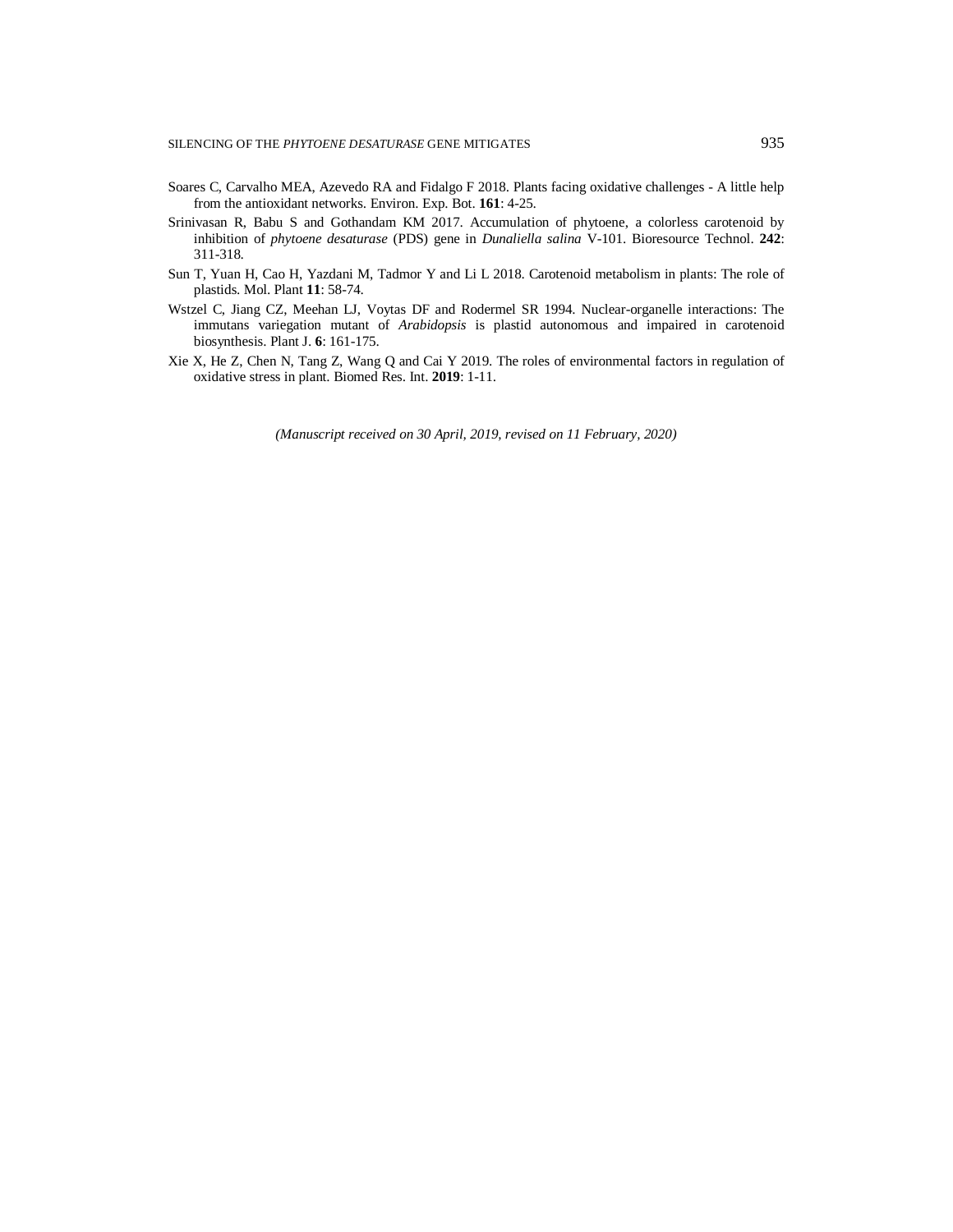Soares C, Carvalho MEA, Azevedo RA and Fidalgo F 2018. Plants facing oxidative challenges - A little help from the antioxidant networks. Environ. Exp. Bot. **161**: 4-25.

Srinivasan R, Babu S and Gothandam KM 2017. Accumulation of phytoene, a colorless carotenoid by inhibition of *phytoene desaturase* (PDS) gene in *Dunaliella salina* V-101. Bioresource Technol. **242**: 311-318.

Sun T, Yuan H, Cao H, Yazdani M, Tadmor Y and Li L 2018. Carotenoid metabolism in plants: The role of plastids. Mol. Plant **11**: 58-74.

Wstzel C, Jiang CZ, Meehan LJ, Voytas DF and Rodermel SR 1994. Nuclear-organelle interactions: The immutans variegation mutant of *Arabidopsis* is plastid autonomous and impaired in carotenoid biosynthesis. Plant J. **6**: 161-175.

Xie X, He Z, Chen N, Tang Z, Wang Q and Cai Y 2019. The roles of environmental factors in regulation of oxidative stress in plant. Biomed Res. Int. **2019**: 1-11.

*(Manuscript received on 30 April, 2019, revised on 11 February, 2020)*